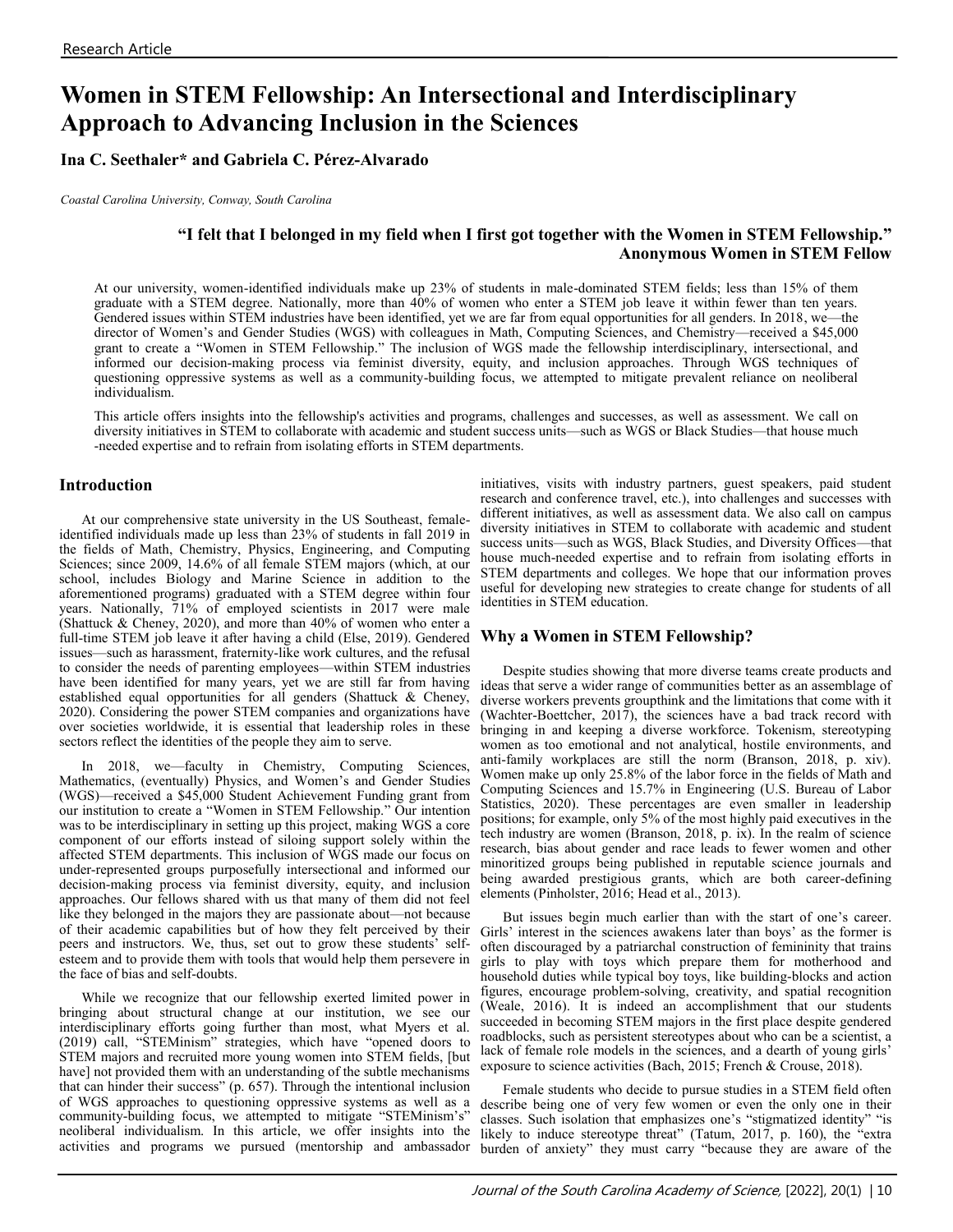# Women in STEM Fellowship: An Intersectional and Interdisciplinary Approach to Advancing Inclusion in the Sciences

**Ina C. Seethaler* and Gabriela C. Pérez-Alvarado**

*Coastal Carolina University, Conway, South Carolina*

> **"I felt that I belonged in my field when I first got together with the Women in STEM Fellowship."**
> **Anonymous Women in STEM Fellow**

At our university, women-identified individuals make up 23% of students in male-dominated STEM fields; less than 15% of them graduate with a STEM degree. Nationally, more than 40% of women who enter a STEM job leave it within fewer than ten years. Gendered issues within STEM industries have been identified, yet we are far from equal opportunities for all genders. In 2018, we—the director of Women's and Gender Studies (WGS) with colleagues in Math, Computing Sciences, and Chemistry—received a $45,000 grant to create a "Women in STEM Fellowship." The inclusion of WGS made the fellowship interdisciplinary, intersectional, and informed our decision-making process via feminist diversity, equity, and inclusion approaches. Through WGS techniques of questioning oppressive systems as well as a community-building focus, we attempted to mitigate prevalent reliance on neoliberal individualism.

This article offers insights into the fellowship's activities and programs, challenges and successes, as well as assessment. We call on diversity initiatives in STEM to collaborate with academic and student success units—such as WGS or Black Studies—that house much-needed expertise and to refrain from isolating efforts in STEM departments.

## Introduction

At our comprehensive state university in the US Southeast, female-identified individuals made up less than 23% of students in fall 2019 in the fields of Math, Chemistry, Physics, Engineering, and Computing Sciences; since 2009, 14.6% of all female STEM majors (which, at our school, includes Biology and Marine Science in addition to the aforementioned programs) graduated with a STEM degree within four years. Nationally, 71% of employed scientists in 2017 were male (Shattuck & Cheney, 2020), and more than 40% of women who enter a full-time STEM job leave it after having a child (Else, 2019). Gendered issues—such as harassment, fraternity-like work cultures, and the refusal to consider the needs of parenting employees—within STEM industries have been identified for many years, yet we are still far from having established equal opportunities for all genders (Shattuck & Cheney, 2020). Considering the power STEM companies and organizations have over societies worldwide, it is essential that leadership roles in these sectors reflect the identities of the people they aim to serve.

In 2018, we—faculty in Chemistry, Computing Sciences, Mathematics, (eventually) Physics, and Women's and Gender Studies (WGS)—received a $45,000 Student Achievement Funding grant from our institution to create a "Women in STEM Fellowship." Our intention was to be interdisciplinary in setting up this project, making WGS a core component of our efforts instead of siloing support solely within the affected STEM departments. This inclusion of WGS made our focus on under-represented groups purposefully intersectional and informed our decision-making process via feminist diversity, equity, and inclusion approaches. Our fellows shared with us that many of them did not feel like they belonged in the majors they are passionate about—not because of their academic capabilities but of how they felt perceived by their peers and instructors. We, thus, set out to grow these students' self-esteem and to provide them with tools that would help them persevere in the face of bias and self-doubts.

While we recognize that our fellowship exerted limited power in bringing about structural change at our institution, we see our interdisciplinary efforts going further than most, what Myers et al. (2019) call, "STEMinism" strategies, which have "opened doors to STEM majors and recruited more young women into STEM fields, [but have] not provided them with an understanding of the subtle mechanisms that can hinder their success" (p. 657). Through the intentional inclusion of WGS approaches to questioning oppressive systems as well as a community-building focus, we attempted to mitigate "STEMinism's" neoliberal individualism. In this article, we offer insights into the activities and programs we pursued (mentorship and ambassador initiatives, visits with industry partners, guest speakers, paid student research and conference travel, etc.), into challenges and successes with different initiatives, as well as assessment data. We also call on campus diversity initiatives in STEM to collaborate with academic and student success units—such as WGS, Black Studies, and Diversity Offices—that house much-needed expertise and to refrain from isolating efforts in STEM departments and colleges. We hope that our information proves useful for developing new strategies to create change for students of all identities in STEM education.

## Why a Women in STEM Fellowship?

Despite studies showing that more diverse teams create products and ideas that serve a wider range of communities better as an assemblage of diverse workers prevents groupthink and the limitations that come with it (Wachter-Boettcher, 2017), the sciences have a bad track record with bringing in and keeping a diverse workforce. Tokenism, stereotyping women as too emotional and not analytical, hostile environments, and anti-family workplaces are still the norm (Branson, 2018, p. xiv). Women make up only 25.8% of the labor force in the fields of Math and Computing Sciences and 15.7% in Engineering (U.S. Bureau of Labor Statistics, 2020). These percentages are even smaller in leadership positions; for example, only 5% of the most highly paid executives in the tech industry are women (Branson, 2018, p. ix). In the realm of science research, bias about gender and race leads to fewer women and other minoritized groups being published in reputable science journals and being awarded prestigious grants, which are both career-defining elements (Pinholster, 2016; Head et al., 2013).

But issues begin much earlier than with the start of one's career. Girls' interest in the sciences awakens later than boys' as the former is often discouraged by a patriarchal construction of femininity that trains girls to play with toys which prepare them for motherhood and household duties while typical boy toys, like building-blocks and action figures, encourage problem-solving, creativity, and spatial recognition (Weale, 2016). It is indeed an accomplishment that our students succeeded in becoming STEM majors in the first place despite gendered roadblocks, such as persistent stereotypes about who can be a scientist, a lack of female role models in the sciences, and a dearth of young girls' exposure to science activities (Bach, 2015; French & Crouse, 2018).

Female students who decide to pursue studies in a STEM field often describe being one of very few women or even the only one in their classes. Such isolation that emphasizes one's "stigmatized identity" "is likely to induce stereotype threat" (Tatum, 2017, p. 160), the "extra burden of anxiety" they must carry "because they are aware of the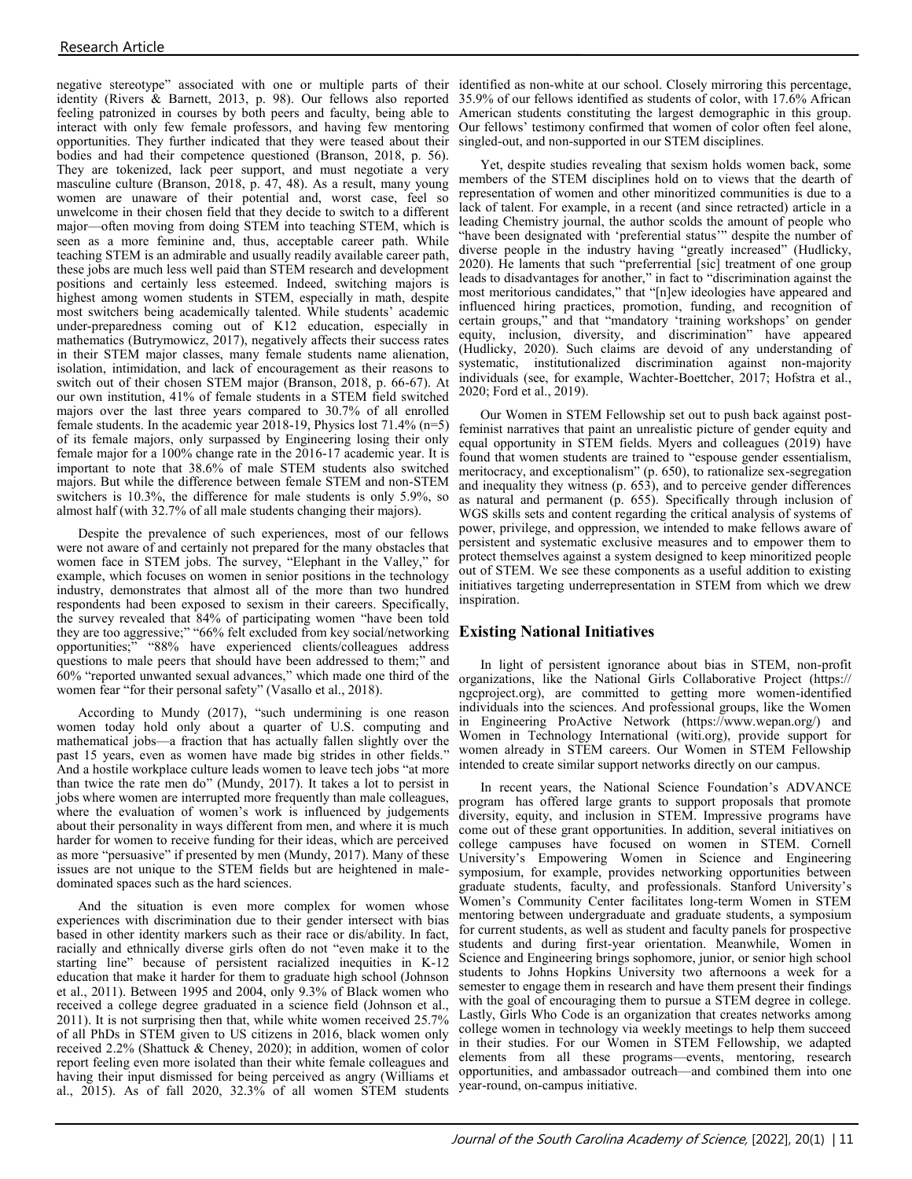negative stereotype" associated with one or multiple parts of their identity (Rivers & Barnett, 2013, p. 98). Our fellows also reported feeling patronized in courses by both peers and faculty, being able to interact with only few female professors, and having few mentoring opportunities. They further indicated that they were teased about their bodies and had their competence questioned (Branson, 2018, p. 56). They are tokenized, lack peer support, and must negotiate a very masculine culture (Branson, 2018, p. 47, 48). As a result, many young women are unaware of their potential and, worst case, feel so unwelcome in their chosen field that they decide to switch to a different major—often moving from doing STEM into teaching STEM, which is seen as a more feminine and, thus, acceptable career path. While teaching STEM is an admirable and usually readily available career path, these jobs are much less well paid than STEM research and development positions and certainly less esteemed. Indeed, switching majors is highest among women students in STEM, especially in math, despite most switchers being academically talented. While students' academic under-preparedness coming out of K12 education, especially in mathematics (Butrymowicz, 2017), negatively affects their success rates in their STEM major classes, many female students name alienation, isolation, intimidation, and lack of encouragement as their reasons to switch out of their chosen STEM major (Branson, 2018, p. 66-67). At our own institution, 41% of female students in a STEM field switched majors over the last three years compared to 30.7% of all enrolled female students. In the academic year 2018-19, Physics lost 71.4% (n=5) of its female majors, only surpassed by Engineering losing their only female major for a 100% change rate in the 2016-17 academic year. It is important to note that 38.6% of male STEM students also switched majors. But while the difference between female STEM and non-STEM switchers is 10.3%, the difference for male students is only 5.9%, so almost half (with 32.7% of all male students changing their majors).

Despite the prevalence of such experiences, most of our fellows were not aware of and certainly not prepared for the many obstacles that women face in STEM jobs. The survey, "Elephant in the Valley," for example, which focuses on women in senior positions in the technology industry, demonstrates that almost all of the more than two hundred respondents had been exposed to sexism in their careers. Specifically, the survey revealed that 84% of participating women "have been told they are too aggressive;" "66% felt excluded from key social/networking opportunities;" "88% have experienced clients/colleagues address questions to male peers that should have been addressed to them;" and 60% "reported unwanted sexual advances," which made one third of the women fear "for their personal safety" (Vasallo et al., 2018).

According to Mundy (2017), "such undermining is one reason women today hold only about a quarter of U.S. computing and mathematical jobs—a fraction that has actually fallen slightly over the past 15 years, even as women have made big strides in other fields." And a hostile workplace culture leads women to leave tech jobs "at more than twice the rate men do" (Mundy, 2017). It takes a lot to persist in jobs where women are interrupted more frequently than male colleagues, where the evaluation of women's work is influenced by judgements about their personality in ways different from men, and where it is much harder for women to receive funding for their ideas, which are perceived as more "persuasive" if presented by men (Mundy, 2017). Many of these issues are not unique to the STEM fields but are heightened in male-dominated spaces such as the hard sciences.

And the situation is even more complex for women whose experiences with discrimination due to their gender intersect with bias based in other identity markers such as their race or dis/ability. In fact, racially and ethnically diverse girls often do not "even make it to the starting line" because of persistent racialized inequities in K-12 education that make it harder for them to graduate high school (Johnson et al., 2011). Between 1995 and 2004, only 9.3% of Black women who received a college degree graduated in a science field (Johnson et al., 2011). It is not surprising then that, while white women received 25.7% of all PhDs in STEM given to US citizens in 2016, black women only received 2.2% (Shattuck & Cheney, 2020); in addition, women of color report feeling even more isolated than their white female colleagues and having their input dismissed for being perceived as angry (Williams et al., 2015). As of fall 2020, 32.3% of all women STEM students identified as non-white at our school. Closely mirroring this percentage, 35.9% of our fellows identified as students of color, with 17.6% African American students constituting the largest demographic in this group. Our fellows' testimony confirmed that women of color often feel alone, singled-out, and non-supported in our STEM disciplines.

Yet, despite studies revealing that sexism holds women back, some members of the STEM disciplines hold on to views that the dearth of representation of women and other minoritized communities is due to a lack of talent. For example, in a recent (and since retracted) article in a leading Chemistry journal, the author scolds the amount of people who "have been designated with 'preferential status'" despite the number of diverse people in the industry having "greatly increased" (Hudlicky, 2020). He laments that such "preferrential [sic] treatment of one group leads to disadvantages for another," in fact to "discrimination against the most meritorious candidates," that "[n]ew ideologies have appeared and influenced hiring practices, promotion, funding, and recognition of certain groups," and that "mandatory 'training workshops' on gender equity, inclusion, diversity, and discrimination" have appeared (Hudlicky, 2020). Such claims are devoid of any understanding of systematic, institutionalized discrimination against non-majority individuals (see, for example, Wachter-Boettcher, 2017; Hofstra et al., 2020; Ford et al., 2019).

Our Women in STEM Fellowship set out to push back against post-feminist narratives that paint an unrealistic picture of gender equity and equal opportunity in STEM fields. Myers and colleagues (2019) have found that women students are trained to "espouse gender essentialism, meritocracy, and exceptionalism" (p. 650), to rationalize sex-segregation and inequality they witness (p. 653), and to perceive gender differences as natural and permanent (p. 655). Specifically through inclusion of WGS skills sets and content regarding the critical analysis of systems of power, privilege, and oppression, we intended to make fellows aware of persistent and systematic exclusive measures and to empower them to protect themselves against a system designed to keep minoritized people out of STEM. We see these components as a useful addition to existing initiatives targeting underrepresentation in STEM from which we drew inspiration.

## Existing National Initiatives

In light of persistent ignorance about bias in STEM, non-profit organizations, like the National Girls Collaborative Project (https://ngcproject.org), are committed to getting more women-identified individuals into the sciences. And professional groups, like the Women in Engineering ProActive Network (https://www.wepan.org/) and Women in Technology International (witi.org), provide support for women already in STEM careers. Our Women in STEM Fellowship intended to create similar support networks directly on our campus.

In recent years, the National Science Foundation's ADVANCE program has offered large grants to support proposals that promote diversity, equity, and inclusion in STEM. Impressive programs have come out of these grant opportunities. In addition, several initiatives on college campuses have focused on women in STEM. Cornell University's Empowering Women in Science and Engineering symposium, for example, provides networking opportunities between graduate students, faculty, and professionals. Stanford University's Women's Community Center facilitates long-term Women in STEM mentoring between undergraduate and graduate students, a symposium for current students, as well as student and faculty panels for prospective students and during first-year orientation. Meanwhile, Women in Science and Engineering brings sophomore, junior, or senior high school students to Johns Hopkins University two afternoons a week for a semester to engage them in research and have them present their findings with the goal of encouraging them to pursue a STEM degree in college. Lastly, Girls Who Code is an organization that creates networks among college women in technology via weekly meetings to help them succeed in their studies. For our Women in STEM Fellowship, we adapted elements from all these programs—events, mentoring, research opportunities, and ambassador outreach—and combined them into one year-round, on-campus initiative.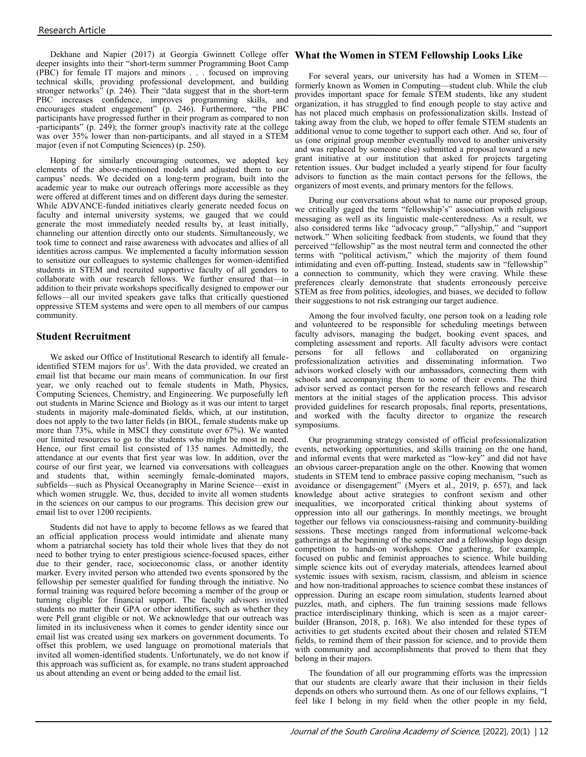Dekhane and Napier (2017) at Georgia Gwinnett College offer deeper insights into their "short-term summer Programming Boot Camp (PBC) for female IT majors and minors . . . focused on improving technical skills, providing professional development, and building stronger networks" (p. 246). Their "data suggest that in the short-term PBC increases confidence, improves programming skills, and encourages student engagement" (p. 246). Furthermore, "the PBC participants have progressed further in their program as compared to non -participants" (p. 249); the former group's inactivity rate at the college was over 35% lower than non-participants, and all stayed in a STEM major (even if not Computing Sciences) (p. 250).

Hoping for similarly encouraging outcomes, we adopted key elements of the above-mentioned models and adjusted them to our campus' needs. We decided on a long-term program, built into the academic year to make our outreach offerings more accessible as they were offered at different times and on different days during the semester. While ADVANCE-funded initiatives clearly generate needed focus on faculty and internal university systems, we gauged that we could generate the most immediately needed results by, at least initially, channeling our attention directly onto our students. Simultaneously, we took time to connect and raise awareness with advocates and allies of all identities across campus. We implemented a faculty information session to sensitize our colleagues to systemic challenges for women-identified students in STEM and recruited supportive faculty of all genders to collaborate with our research fellows. We further ensured that—in addition to their private workshops specifically designed to empower our fellows—all our invited speakers gave talks that critically questioned oppressive STEM systems and were open to all members of our campus community.

## Student Recruitment

We asked our Office of Institutional Research to identify all female-identified STEM majors for us[1]. With the data provided, we created an email list that became our main means of communication. In our first year, we only reached out to female students in Math, Physics, Computing Sciences, Chemistry, and Engineering. We purposefully left out students in Marine Science and Biology as it was our intent to target students in majority male-dominated fields, which, at our institution, does not apply to the two latter fields (in BIOL, female students make up more than 73%, while in MSCI they constitute over 67%). We wanted our limited resources to go to the students who might be most in need. Hence, our first email list consisted of 135 names. Admittedly, the attendance at our events that first year was low. In addition, over the course of our first year, we learned via conversations with colleagues and students that, within seemingly female-dominated majors, subfields—such as Physical Oceanography in Marine Science—exist in which women struggle. We, thus, decided to invite all women students in the sciences on our campus to our programs. This decision grew our email list to over 1200 recipients.

Students did not have to apply to become fellows as we feared that an official application process would intimidate and alienate many whom a patriarchal society has told their whole lives that they do not need to bother trying to enter prestigious science-focused spaces, either due to their gender, race, socioeconomic class, or another identity marker. Every invited person who attended two events sponsored by the fellowship per semester qualified for funding through the initiative. No formal training was required before becoming a member of the group or turning eligible for financial support. The faculty advisors invited students no matter their GPA or other identifiers, such as whether they were Pell grant eligible or not. We acknowledge that our outreach was limited in its inclusiveness when it comes to gender identity since our email list was created using sex markers on government documents. To offset this problem, we used language on promotional materials that invited all women-identified students. Unfortunately, we do not know if this approach was sufficient as, for example, no trans student approached us about attending an event or being added to the email list.

## What the Women in STEM Fellowship Looks Like

For several years, our university has had a Women in STEM—formerly known as Women in Computing—student club. While the club provides important space for female STEM students, like any student organization, it has struggled to find enough people to stay active and has not placed much emphasis on professionalization skills. Instead of taking away from the club, we hoped to offer female STEM students an additional venue to come together to support each other. And so, four of us (one original group member eventually moved to another university and was replaced by someone else) submitted a proposal toward a new grant initiative at our institution that asked for projects targeting retention issues. Our budget included a yearly stipend for four faculty advisors to function as the main contact persons for the fellows, the organizers of most events, and primary mentors for the fellows.

During our conversations about what to name our proposed group, we critically gaged the term "fellowship's" association with religious messaging as well as its linguistic male-centeredness. As a result, we also considered terms like "advocacy group," "allyship," and "support network." When soliciting feedback from students, we found that they perceived "fellowship" as the most neutral term and connected the other terms with "political activism," which the majority of them found intimidating and even off-putting. Instead, students saw in "fellowship" a connection to community, which they were craving. While these preferences clearly demonstrate that students erroneously perceive STEM as free from politics, ideologies, and biases, we decided to follow their suggestions to not risk estranging our target audience.

Among the four involved faculty, one person took on a leading role and volunteered to be responsible for scheduling meetings between faculty advisors, managing the budget, booking event spaces, and completing assessment and reports. All faculty advisors were contact persons for all fellows and collaborated on organizing professionalization activities and disseminating information. Two advisors worked closely with our ambassadors, connecting them with schools and accompanying them to some of their events. The third advisor served as contact person for the research fellows and research mentors at the initial stages of the application process. This advisor provided guidelines for research proposals, final reports, presentations, and worked with the faculty director to organize the research symposiums.

Our programming strategy consisted of official professionalization events, networking opportunities, and skills training on the one hand, and informal events that were marketed as "low-key" and did not have an obvious career-preparation angle on the other. Knowing that women students in STEM tend to embrace passive coping mechanism, "such as avoidance or disengagement" (Myers et al., 2019, p. 657), and lack knowledge about active strategies to confront sexism and other inequalities, we incorporated critical thinking about systems of oppression into all our gatherings. In monthly meetings, we brought together our fellows via consciousness-raising and community-building sessions. These meetings ranged from informational welcome-back gatherings at the beginning of the semester and a fellowship logo design competition to hands-on workshops. One gathering, for example, focused on public and feminist approaches to science. While building simple science kits out of everyday materials, attendees learned about systemic issues with sexism, racism, classism, and ableism in science and how non-traditional approaches to science combat these instances of oppression. During an escape room simulation, students learned about puzzles, math, and ciphers. The fun training sessions made fellows practice interdisciplinary thinking, which is seen as a major career-builder (Branson, 2018, p. 168). We also intended for these types of activities to get students excited about their chosen and related STEM fields, to remind them of their passion for science, and to provide them with community and accomplishments that proved to them that they belong in their majors.

The foundation of all our programming efforts was the impression that our students are clearly aware that their inclusion in their fields depends on others who surround them. As one of our fellows explains, "I feel like I belong in my field when the other people in my field,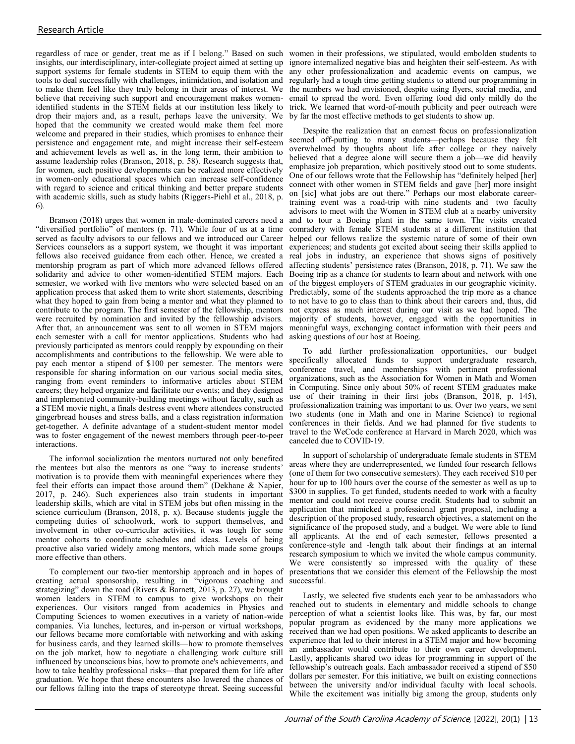regardless of race or gender, treat me as if I belong." Based on such insights, our interdisciplinary, inter-collegiate project aimed at setting up support systems for female students in STEM to equip them with the tools to deal successfully with challenges, intimidation, and isolation and to make them feel like they truly belong in their areas of interest. We believe that receiving such support and encouragement makes women-identified students in the STEM fields at our institution less likely to drop their majors and, as a result, perhaps leave the university. We hoped that the community we created would make them feel more welcome and prepared in their studies, which promises to enhance their persistence and engagement rate, and might increase their self-esteem and achievement levels as well as, in the long term, their ambition to assume leadership roles (Branson, 2018, p. 58). Research suggests that, for women, such positive developments can be realized more effectively in women-only educational spaces which can increase self-confidence with regard to science and critical thinking and better prepare students with academic skills, such as study habits (Riggers-Piehl et al., 2018, p. 6).

Branson (2018) urges that women in male-dominated careers need a "diversified portfolio" of mentors (p. 71). While four of us at a time served as faculty advisors to our fellows and we introduced our Career Services counselors as a support system, we thought it was important fellows also received guidance from each other. Hence, we created a mentorship program as part of which more advanced fellows offered solidarity and advice to other women-identified STEM majors. Each semester, we worked with five mentors who were selected based on an application process that asked them to write short statements, describing what they hoped to gain from being a mentor and what they planned to contribute to the program. The first semester of the fellowship, mentors were recruited by nomination and invited by the fellowship advisors. After that, an announcement was sent to all women in STEM majors each semester with a call for mentor applications. Students who had previously participated as mentors could reapply by expounding on their accomplishments and contributions to the fellowship. We were able to pay each mentor a stipend of $100 per semester. The mentors were responsible for sharing information on our various social media sites, ranging from event reminders to informative articles about STEM careers; they helped organize and facilitate our events; and they designed and implemented community-building meetings without faculty, such as a STEM movie night, a finals destress event where attendees constructed gingerbread houses and stress balls, and a class registration information get-together. A definite advantage of a student-student mentor model was to foster engagement of the newest members through peer-to-peer interactions.

The informal socialization the mentors nurtured not only benefited the mentees but also the mentors as one "way to increase students' motivation is to provide them with meaningful experiences where they feel their efforts can impact those around them" (Dekhane & Napier, 2017, p. 246). Such experiences also train students in important leadership skills, which are vital in STEM jobs but often missing in the science curriculum (Branson, 2018, p. x). Because students juggle the competing duties of schoolwork, work to support themselves, and involvement in other co-curricular activities, it was tough for some mentor cohorts to coordinate schedules and ideas. Levels of being proactive also varied widely among mentors, which made some groups more effective than others.

To complement our two-tier mentorship approach and in hopes of creating actual sponsorship, resulting in "vigorous coaching and strategizing" down the road (Rivers & Barnett, 2013, p. 27), we brought women leaders in STEM to campus to give workshops on their experiences. Our visitors ranged from academics in Physics and Computing Sciences to women executives in a variety of nation-wide companies. Via lunches, lectures, and in-person or virtual workshops, our fellows became more comfortable with networking and with asking for business cards, and they learned skills—how to promote themselves on the job market, how to negotiate a challenging work culture still influenced by unconscious bias, how to promote one's achievements, and how to take healthy professional risks—that prepared them for life after graduation. We hope that these encounters also lowered the chances of our fellows falling into the traps of stereotype threat. Seeing successful women in their professions, we stipulated, would embolden students to ignore internalized negative bias and heighten their self-esteem. As with any other professionalization and academic events on campus, we regularly had a tough time getting students to attend our programming in the numbers we had envisioned, despite using flyers, social media, and email to spread the word. Even offering food did only mildly do the trick. We learned that word-of-mouth publicity and peer outreach were by far the most effective methods to get students to show up.

Despite the realization that an earnest focus on professionalization seemed off-putting to many students—perhaps because they felt overwhelmed by thoughts about life after college or they naively believed that a degree alone will secure them a job—we did heavily emphasize job preparation, which positively stood out to some students. One of our fellows wrote that the Fellowship has "definitely helped [her] connect with other women in STEM fields and gave [her] more insight on [sic] what jobs are out there." Perhaps our most elaborate career-training event was a road-trip with nine students and two faculty advisors to meet with the Women in STEM club at a nearby university and to tour a Boeing plant in the same town. The visits created comradery with female STEM students at a different institution that helped our fellows realize the systemic nature of some of their own experiences; and students got excited about seeing their skills applied to real jobs in industry, an experience that shows signs of positively affecting students' persistence rates (Branson, 2018, p. 71). We saw the Boeing trip as a chance for students to learn about and network with one of the biggest employers of STEM graduates in our geographic vicinity. Predictably, some of the students approached the trip more as a chance to not have to go to class than to think about their careers and, thus, did not express as much interest during our visit as we had hoped. The majority of students, however, engaged with the opportunities in meaningful ways, exchanging contact information with their peers and asking questions of our host at Boeing.

To add further professionalization opportunities, our budget specifically allocated funds to support undergraduate research, conference travel, and memberships with pertinent professional organizations, such as the Association for Women in Math and Women in Computing. Since only about 50% of recent STEM graduates make use of their training in their first jobs (Branson, 2018, p. 145), professionalization training was important to us. Over two years, we sent two students (one in Math and one in Marine Science) to regional conferences in their fields. And we had planned for five students to travel to the WeCode conference at Harvard in March 2020, which was canceled due to COVID-19.

In support of scholarship of undergraduate female students in STEM areas where they are underrepresented, we funded four research fellows (one of them for two consecutive semesters). They each received $10 per hour for up to 100 hours over the course of the semester as well as up to $300 in supplies. To get funded, students needed to work with a faculty mentor and could not receive course credit. Students had to submit an application that mimicked a professional grant proposal, including a description of the proposed study, research objectives, a statement on the significance of the proposed study, and a budget. We were able to fund all applicants. At the end of each semester, fellows presented a conference-style and -length talk about their findings at an internal research symposium to which we invited the whole campus community. We were consistently so impressed with the quality of these presentations that we consider this element of the Fellowship the most successful.

Lastly, we selected five students each year to be ambassadors who reached out to students in elementary and middle schools to change perception of what a scientist looks like. This was, by far, our most popular program as evidenced by the many more applications we received than we had open positions. We asked applicants to describe an experience that led to their interest in a STEM major and how becoming an ambassador would contribute to their own career development. Lastly, applicants shared two ideas for programming in support of the fellowship's outreach goals. Each ambassador received a stipend of $50 dollars per semester. For this initiative, we built on existing connections between the university and/or individual faculty with local schools. While the excitement was initially big among the group, students only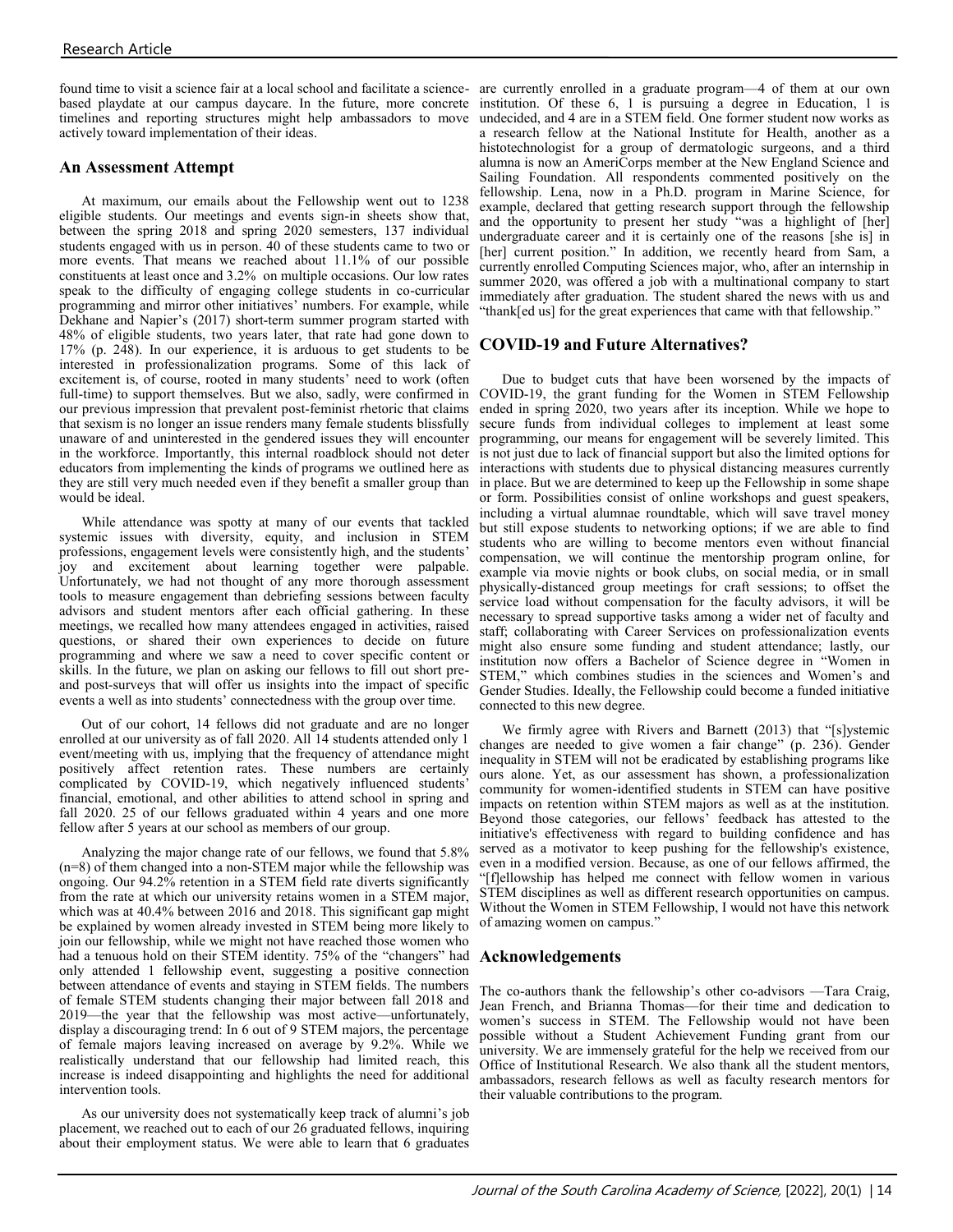found time to visit a science fair at a local school and facilitate a science-based playdate at our campus daycare. In the future, more concrete timelines and reporting structures might help ambassadors to move actively toward implementation of their ideas.

## An Assessment Attempt

At maximum, our emails about the Fellowship went out to 1238 eligible students. Our meetings and events sign-in sheets show that, between the spring 2018 and spring 2020 semesters, 137 individual students engaged with us in person. 40 of these students came to two or more events. That means we reached about 11.1% of our possible constituents at least once and 3.2% on multiple occasions. Our low rates speak to the difficulty of engaging college students in co-curricular programming and mirror other initiatives' numbers. For example, while Dekhane and Napier's (2017) short-term summer program started with 48% of eligible students, two years later, that rate had gone down to 17% (p. 248). In our experience, it is arduous to get students to be interested in professionalization programs. Some of this lack of excitement is, of course, rooted in many students' need to work (often full-time) to support themselves. But we also, sadly, were confirmed in our previous impression that prevalent post-feminist rhetoric that claims that sexism is no longer an issue renders many female students blissfully unaware of and uninterested in the gendered issues they will encounter in the workforce. Importantly, this internal roadblock should not deter educators from implementing the kinds of programs we outlined here as they are still very much needed even if they benefit a smaller group than would be ideal.

While attendance was spotty at many of our events that tackled systemic issues with diversity, equity, and inclusion in STEM professions, engagement levels were consistently high, and the students' joy and excitement about learning together were palpable. Unfortunately, we had not thought of any more thorough assessment tools to measure engagement than debriefing sessions between faculty advisors and student mentors after each official gathering. In these meetings, we recalled how many attendees engaged in activities, raised questions, or shared their own experiences to decide on future programming and where we saw a need to cover specific content or skills. In the future, we plan on asking our fellows to fill out short pre- and post-surveys that will offer us insights into the impact of specific events a well as into students' connectedness with the group over time.

Out of our cohort, 14 fellows did not graduate and are no longer enrolled at our university as of fall 2020. All 14 students attended only 1 event/meeting with us, implying that the frequency of attendance might positively affect retention rates. These numbers are certainly complicated by COVID-19, which negatively influenced students' financial, emotional, and other abilities to attend school in spring and fall 2020. 25 of our fellows graduated within 4 years and one more fellow after 5 years at our school as members of our group.

Analyzing the major change rate of our fellows, we found that 5.8% (n=8) of them changed into a non-STEM major while the fellowship was ongoing. Our 94.2% retention in a STEM field rate diverts significantly from the rate at which our university retains women in a STEM major, which was at 40.4% between 2016 and 2018. This significant gap might be explained by women already invested in STEM being more likely to join our fellowship, while we might not have reached those women who had a tenuous hold on their STEM identity. 75% of the "changers" had only attended 1 fellowship event, suggesting a positive connection between attendance of events and staying in STEM fields. The numbers of female STEM students changing their major between fall 2018 and 2019—the year that the fellowship was most active—unfortunately, display a discouraging trend: In 6 out of 9 STEM majors, the percentage of female majors leaving increased on average by 9.2%. While we realistically understand that our fellowship had limited reach, this increase is indeed disappointing and highlights the need for additional intervention tools.

As our university does not systematically keep track of alumni's job placement, we reached out to each of our 26 graduated fellows, inquiring about their employment status. We were able to learn that 6 graduates are currently enrolled in a graduate program—4 of them at our own institution. Of these 6, 1 is pursuing a degree in Education, 1 is undecided, and 4 are in a STEM field. One former student now works as a research fellow at the National Institute for Health, another as a histotechnologist for a group of dermatologic surgeons, and a third alumna is now an AmeriCorps member at the New England Science and Sailing Foundation. All respondents commented positively on the fellowship. Lena, now in a Ph.D. program in Marine Science, for example, declared that getting research support through the fellowship and the opportunity to present her study "was a highlight of [her] undergraduate career and it is certainly one of the reasons [she is] in [her] current position." In addition, we recently heard from Sam, a currently enrolled Computing Sciences major, who, after an internship in summer 2020, was offered a job with a multinational company to start immediately after graduation. The student shared the news with us and "thank[ed us] for the great experiences that came with that fellowship."

## COVID-19 and Future Alternatives?

Due to budget cuts that have been worsened by the impacts of COVID-19, the grant funding for the Women in STEM Fellowship ended in spring 2020, two years after its inception. While we hope to secure funds from individual colleges to implement at least some programming, our means for engagement will be severely limited. This is not just due to lack of financial support but also the limited options for interactions with students due to physical distancing measures currently in place. But we are determined to keep up the Fellowship in some shape or form. Possibilities consist of online workshops and guest speakers, including a virtual alumnae roundtable, which will save travel money but still expose students to networking options; if we are able to find students who are willing to become mentors even without financial compensation, we will continue the mentorship program online, for example via movie nights or book clubs, on social media, or in small physically-distanced group meetings for craft sessions; to offset the service load without compensation for the faculty advisors, it will be necessary to spread supportive tasks among a wider net of faculty and staff; collaborating with Career Services on professionalization events might also ensure some funding and student attendance; lastly, our institution now offers a Bachelor of Science degree in "Women in STEM," which combines studies in the sciences and Women's and Gender Studies. Ideally, the Fellowship could become a funded initiative connected to this new degree.

We firmly agree with Rivers and Barnett (2013) that "[s]ystemic changes are needed to give women a fair change" (p. 236). Gender inequality in STEM will not be eradicated by establishing programs like ours alone. Yet, as our assessment has shown, a professionalization community for women-identified students in STEM can have positive impacts on retention within STEM majors as well as at the institution. Beyond those categories, our fellows' feedback has attested to the initiative's effectiveness with regard to building confidence and has served as a motivator to keep pushing for the fellowship's existence, even in a modified version. Because, as one of our fellows affirmed, the "[f]ellowship has helped me connect with fellow women in various STEM disciplines as well as different research opportunities on campus. Without the Women in STEM Fellowship, I would not have this network of amazing women on campus."

## Acknowledgements

The co-authors thank the fellowship's other co-advisors —Tara Craig, Jean French, and Brianna Thomas—for their time and dedication to women's success in STEM. The Fellowship would not have been possible without a Student Achievement Funding grant from our university. We are immensely grateful for the help we received from our Office of Institutional Research. We also thank all the student mentors, ambassadors, research fellows as well as faculty research mentors for their valuable contributions to the program.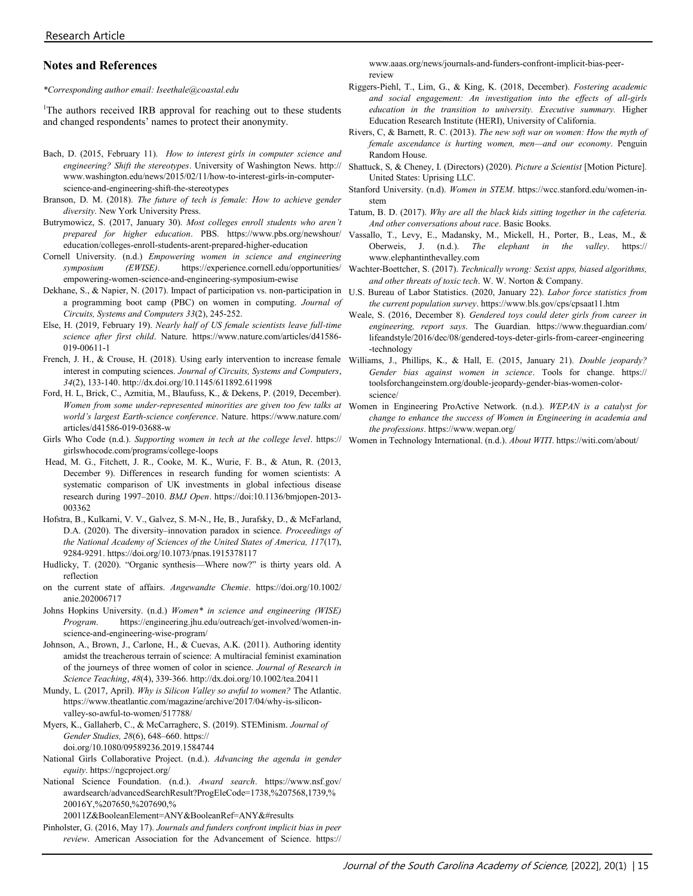## Notes and References

*\*Corresponding author email: Iseethale@coastal.edu*

[1]The authors received IRB approval for reaching out to these students and changed respondents' names to protect their anonymity.

Bach, D. (2015, February 11). *How to interest girls in computer science and engineering? Shift the stereotypes*. University of Washington News. http://www.washington.edu/news/2015/02/11/how-to-interest-girls-in-computer-science-and-engineering-shift-the-stereotypes

Branson, D. M. (2018). *The future of tech is female: How to achieve gender diversity*. New York University Press.

Butrymowicz, S. (2017, January 30). *Most colleges enroll students who aren't prepared for higher education*. PBS. https://www.pbs.org/newshour/education/colleges-enroll-students-arent-prepared-higher-education

Cornell University. (n.d.) *Empowering women in science and engineering symposium (EWISE)*. https://experience.cornell.edu/opportunities/empowering-women-science-and-engineering-symposium-ewise

Dekhane, S., & Napier, N. (2017). Impact of participation vs. non-participation in a programming boot camp (PBC) on women in computing. *Journal of Circuits, Systems and Computers 33*(2), 245-252.

Else, H. (2019, February 19). *Nearly half of US female scientists leave full-time science after first child*. Nature. https://www.nature.com/articles/d41586-019-00611-1

French, J. H., & Crouse, H. (2018). Using early intervention to increase female interest in computing sciences. *Journal of Circuits, Systems and Computers*, *34*(2), 133-140. http://dx.doi.org/10.1145/611892.611998

Ford, H. L, Brick, C., Azmitia, M., Blaufuss, K., & Dekens, P. (2019, December). *Women from some under-represented minorities are given too few talks at world's largest Earth-science conference*. Nature. https://www.nature.com/articles/d41586-019-03688-w

Girls Who Code (n.d.). *Supporting women in tech at the college level*. https://girlswhocode.com/programs/college-loops

Head, M. G., Fitchett, J. R., Cooke, M. K., Wurie, F. B., & Atun, R. (2013, December 9). Differences in research funding for women scientists: A systematic comparison of UK investments in global infectious disease research during 1997–2010. *BMJ Open*. https://doi:10.1136/bmjopen-2013-003362

Hofstra, B., Kulkarni, V. V., Galvez, S. M-N., He, B., Jurafsky, D., & McFarland, D.A. (2020). The diversity–innovation paradox in science. *Proceedings of the National Academy of Sciences of the United States of America, 117*(17), 9284-9291. https://doi.org/10.1073/pnas.1915378117

Hudlicky, T. (2020). "Organic synthesis—Where now?" is thirty years old. A reflection

on the current state of affairs. *Angewandte Chemie*. https://doi.org/10.1002/anie.202006717

Johns Hopkins University. (n.d.) *Women\* in science and engineering (WISE) Program*. https://engineering.jhu.edu/outreach/get-involved/women-in-science-and-engineering-wise-program/

Johnson, A., Brown, J., Carlone, H., & Cuevas, A.K. (2011). Authoring identity amidst the treacherous terrain of science: A multiracial feminist examination of the journeys of three women of color in science. *Journal of Research in Science Teaching*, *48*(4), 339-366. http://dx.doi.org/10.1002/tea.20411

Mundy, L. (2017, April). *Why is Silicon Valley so awful to women?* The Atlantic. https://www.theatlantic.com/magazine/archive/2017/04/why-is-silicon-valley-so-awful-to-women/517788/

Myers, K., Gallaherb, C., & McCarragherc, S. (2019). STEMinism. *Journal of Gender Studies, 28*(6), 648–660. https://doi.org/10.1080/09589236.2019.1584744

National Girls Collaborative Project. (n.d.). *Advancing the agenda in gender equity*. https://ngcproject.org/

National Science Foundation. (n.d.). *Award search*. https://www.nsf.gov/awardsearch/advancedSearchResult?ProgEleCode=1738,%207568,1739,%20016Y,%207650,%207690,%20011Z&BooleanElement=ANY&BooleanRef=ANY&#results

Pinholster, G. (2016, May 17). *Journals and funders confront implicit bias in peer review*. American Association for the Advancement of Science. https://www.aaas.org/news/journals-and-funders-confront-implicit-bias-peer-review

Riggers-Piehl, T., Lim, G., & King, K. (2018, December). *Fostering academic and social engagement: An investigation into the effects of all-girls education in the transition to university. Executive summary.* Higher Education Research Institute (HERI), University of California.

Rivers, C, & Barnett, R. C. (2013). *The new soft war on women: How the myth of female ascendance is hurting women, men—and our economy*. Penguin Random House.

Shattuck, S, & Cheney, I. (Directors) (2020). *Picture a Scientist* [Motion Picture]. United States: Uprising LLC.

Stanford University. (n.d). *Women in STEM*. https://wcc.stanford.edu/women-in-stem

Tatum, B. D. (2017). *Why are all the black kids sitting together in the cafeteria. And other conversations about race*. Basic Books.

Vassallo, T., Levy, E., Madansky, M., Mickell, H., Porter, B., Leas, M., & Oberweis, J. (n.d.). *The elephant in the valley*. https://www.elephantinthevalley.com

Wachter-Boettcher, S. (2017). *Technically wrong: Sexist apps, biased algorithms, and other threats of toxic tech*. W. W. Norton & Company.

U.S. Bureau of Labor Statistics. (2020, January 22). *Labor force statistics from the current population survey*. https://www.bls.gov/cps/cpsaat11.htm

Weale, S. (2016, December 8). *Gendered toys could deter girls from career in engineering, report says*. The Guardian. https://www.theguardian.com/lifeandstyle/2016/dec/08/gendered-toys-deter-girls-from-career-engineering-technology

Williams, J., Phillips, K., & Hall, E. (2015, January 21). *Double jeopardy? Gender bias against women in science*. Tools for change. https://toolsforchangeinstem.org/double-jeopardy-gender-bias-women-color-science/

Women in Engineering ProActive Network. (n.d.). *WEPAN is a catalyst for change to enhance the success of Women in Engineering in academia and the professions*. https://www.wepan.org/

Women in Technology International. (n.d.). *About WITI*. https://witi.com/about/